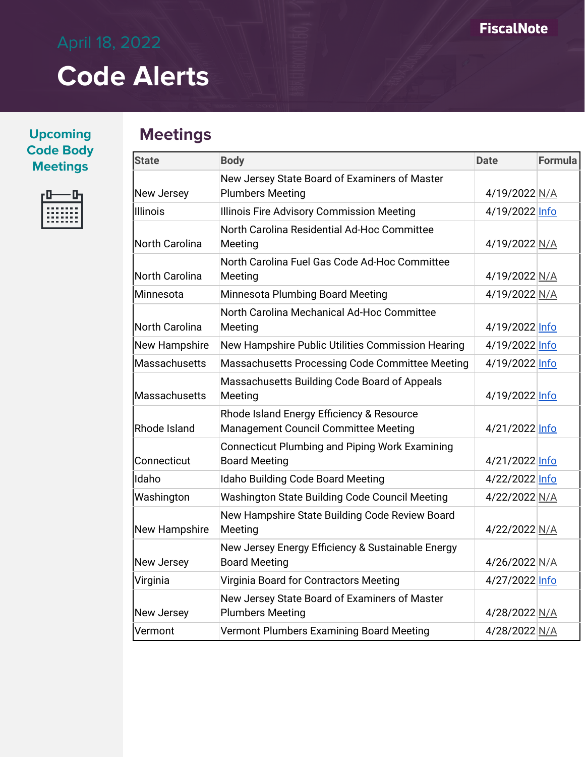April 18, 2022

# Code Alerts

FiscalNote

**Upcoming Code Body Meetings**

## Meetings

| State | Body | Date | Formula |
|---|---|---|---|
| New Jersey | New Jersey State Board of Examiners of Master Plumbers Meeting | 4/19/2022 | N/A |
| Illinois | Illinois Fire Advisory Commission Meeting | 4/19/2022 | Info |
| North Carolina | North Carolina Residential Ad-Hoc Committee Meeting | 4/19/2022 | N/A |
| North Carolina | North Carolina Fuel Gas Code Ad-Hoc Committee Meeting | 4/19/2022 | N/A |
| Minnesota | Minnesota Plumbing Board Meeting | 4/19/2022 | N/A |
| North Carolina | North Carolina Mechanical Ad-Hoc Committee Meeting | 4/19/2022 | Info |
| New Hampshire | New Hampshire Public Utilities Commission Hearing | 4/19/2022 | Info |
| Massachusetts | Massachusetts Processing Code Committee Meeting | 4/19/2022 | Info |
| Massachusetts | Massachusetts Building Code Board of Appeals Meeting | 4/19/2022 | Info |
| Rhode Island | Rhode Island Energy Efficiency & Resource Management Council Committee Meeting | 4/21/2022 | Info |
| Connecticut | Connecticut Plumbing and Piping Work Examining Board Meeting | 4/21/2022 | Info |
| Idaho | Idaho Building Code Board Meeting | 4/22/2022 | Info |
| Washington | Washington State Building Code Council Meeting | 4/22/2022 | N/A |
| New Hampshire | New Hampshire State Building Code Review Board Meeting | 4/22/2022 | N/A |
| New Jersey | New Jersey Energy Efficiency & Sustainable Energy Board Meeting | 4/26/2022 | N/A |
| Virginia | Virginia Board for Contractors Meeting | 4/27/2022 | Info |
| New Jersey | New Jersey State Board of Examiners of Master Plumbers Meeting | 4/28/2022 | N/A |
| Vermont | Vermont Plumbers Examining Board Meeting | 4/28/2022 | N/A |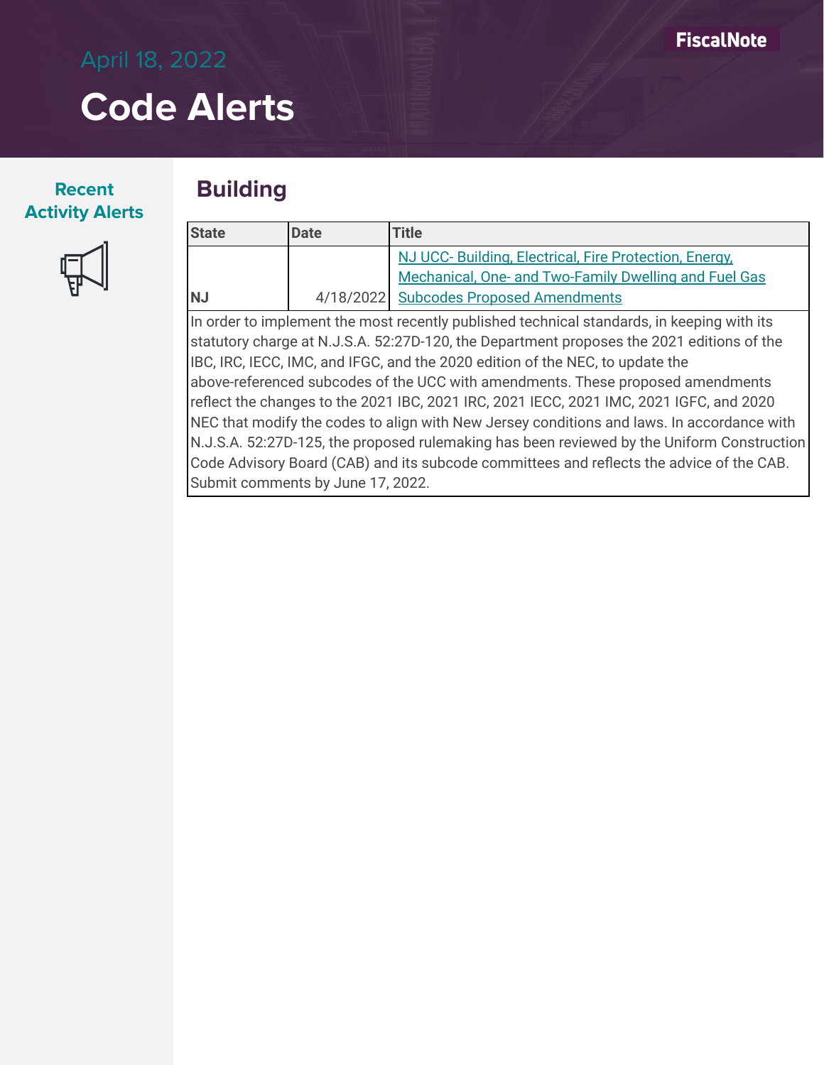April 18, 2022

# Code Alerts

**Recent Activity Alerts**

## Building

| State | Date | Title |
|---|---|---|
| NJ | 4/18/2022 | NJ UCC- Building, Electrical, Fire Protection, Energy, Mechanical, One- and Two-Family Dwelling and Fuel Gas Subcodes Proposed Amendments |

In order to implement the most recently published technical standards, in keeping with its statutory charge at N.J.S.A. 52:27D-120, the Department proposes the 2021 editions of the IBC, IRC, IECC, IMC, and IFGC, and the 2020 edition of the NEC, to update the above-referenced subcodes of the UCC with amendments. These proposed amendments reflect the changes to the 2021 IBC, 2021 IRC, 2021 IECC, 2021 IMC, 2021 IGFC, and 2020 NEC that modify the codes to align with New Jersey conditions and laws. In accordance with N.J.S.A. 52:27D-125, the proposed rulemaking has been reviewed by the Uniform Construction Code Advisory Board (CAB) and its subcode committees and reflects the advice of the CAB. Submit comments by June 17, 2022.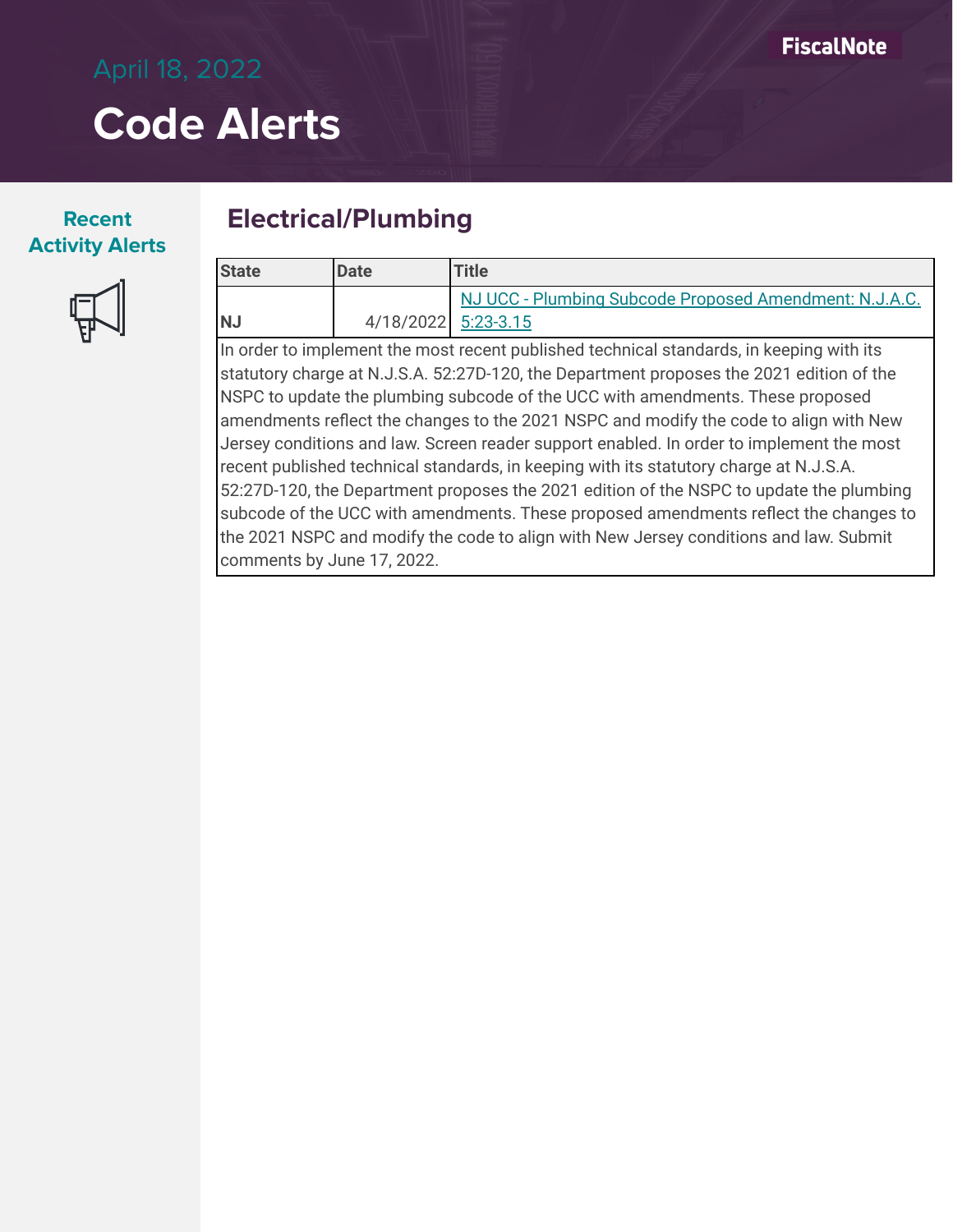April 18, 2022

# Code Alerts

**Recent Activity Alerts**

## Electrical/Plumbing

| State | Date | Title |
| --- | --- | --- |
| NJ | 4/18/2022 | NJ UCC - Plumbing Subcode Proposed Amendment: N.J.A.C. 5:23-3.15 |

In order to implement the most recent published technical standards, in keeping with its statutory charge at N.J.S.A. 52:27D-120, the Department proposes the 2021 edition of the NSPC to update the plumbing subcode of the UCC with amendments. These proposed amendments reflect the changes to the 2021 NSPC and modify the code to align with New Jersey conditions and law. Screen reader support enabled. In order to implement the most recent published technical standards, in keeping with its statutory charge at N.J.S.A. 52:27D-120, the Department proposes the 2021 edition of the NSPC to update the plumbing subcode of the UCC with amendments. These proposed amendments reflect the changes to the 2021 NSPC and modify the code to align with New Jersey conditions and law. Submit comments by June 17, 2022.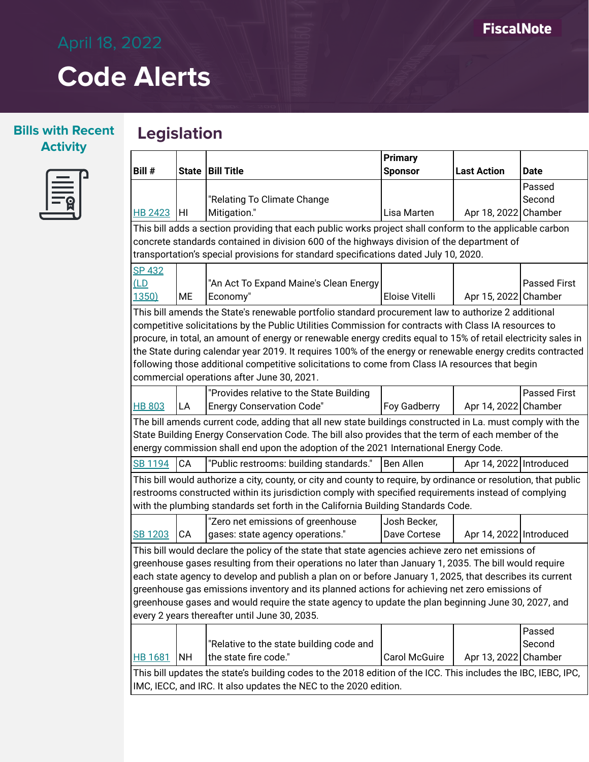# Code Alerts

April 18, 2022

FiscalNote

## Bills with Recent Activity

## Legislation

| Bill # | State | Bill Title | Primary Sponsor | Last Action | Date |
|---|---|---|---|---|---|
| HB 2423 | HI | "Relating To Climate Change Mitigation." | Lisa Marten | Apr 18, 2022 | Passed Second Chamber |
| This bill adds a section providing that each public works project shall conform to the applicable carbon concrete standards contained in division 600 of the highways division of the department of transportation's special provisions for standard specifications dated July 10, 2020. | | | | | |
| SP 432 (LD 1350) | ME | "An Act To Expand Maine's Clean Energy Economy" | Eloise Vitelli | Apr 15, 2022 | Passed First Chamber |
| This bill amends the State's renewable portfolio standard procurement law to authorize 2 additional competitive solicitations by the Public Utilities Commission for contracts with Class IA resources to procure, in total, an amount of energy or renewable energy credits equal to 15% of retail electricity sales in the State during calendar year 2019. It requires 100% of the energy or renewable energy credits contracted following those additional competitive solicitations to come from Class IA resources that begin commercial operations after June 30, 2021. | | | | | |
| HB 803 | LA | "Provides relative to the State Building Energy Conservation Code" | Foy Gadberry | Apr 14, 2022 | Passed First Chamber |
| The bill amends current code, adding that all new state buildings constructed in La. must comply with the State Building Energy Conservation Code. The bill also provides that the term of each member of the energy commission shall end upon the adoption of the 2021 International Energy Code. | | | | | |
| SB 1194 | CA | "Public restrooms: building standards." | Ben Allen | Apr 14, 2022 | Introduced |
| This bill would authorize a city, county, or city and county to require, by ordinance or resolution, that public restrooms constructed within its jurisdiction comply with specified requirements instead of complying with the plumbing standards set forth in the California Building Standards Code. | | | | | |
| SB 1203 | CA | "Zero net emissions of greenhouse gases: state agency operations." | Josh Becker, Dave Cortese | Apr 14, 2022 | Introduced |
| This bill would declare the policy of the state that state agencies achieve zero net emissions of greenhouse gases resulting from their operations no later than January 1, 2035. The bill would require each state agency to develop and publish a plan on or before January 1, 2025, that describes its current greenhouse gas emissions inventory and its planned actions for achieving net zero emissions of greenhouse gases and would require the state agency to update the plan beginning June 30, 2027, and every 2 years thereafter until June 30, 2035. | | | | | |
| HB 1681 | NH | "Relative to the state building code and the state fire code." | Carol McGuire | Apr 13, 2022 | Passed Second Chamber |
| This bill updates the state's building codes to the 2018 edition of the ICC. This includes the IBC, IEBC, IPC, IMC, IECC, and IRC. It also updates the NEC to the 2020 edition. | | | | | |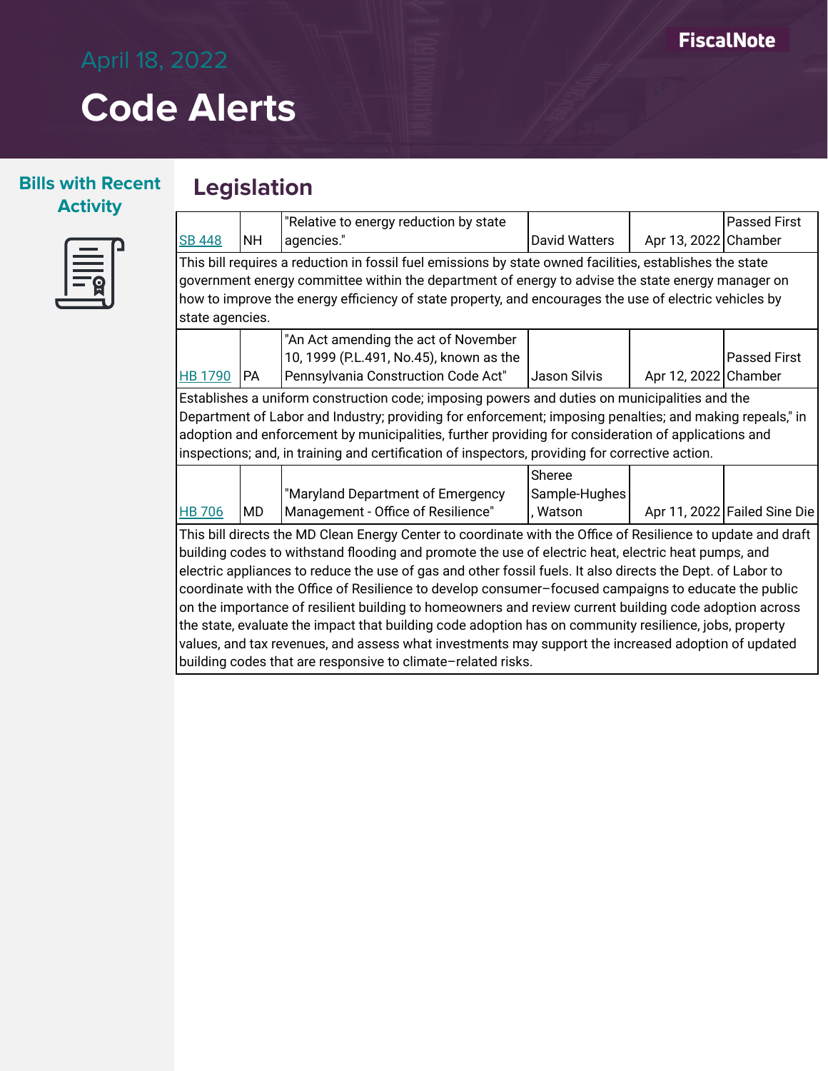# April 18, 2022

# Code Alerts

## Bills with Recent Activity

## Legislation

| | | | | | |
|---|---|---|---|---|---|
| SB 448 | NH | "Relative to energy reduction by state agencies." | David Watters | Apr 13, 2022 | Passed First Chamber |
| This bill requires a reduction in fossil fuel emissions by state owned facilities, establishes the state government energy committee within the department of energy to advise the state energy manager on how to improve the energy efficiency of state property, and encourages the use of electric vehicles by state agencies. | | | | | |
| HB 1790 | PA | "An Act amending the act of November 10, 1999 (P.L.491, No.45), known as the Pennsylvania Construction Code Act" | Jason Silvis | Apr 12, 2022 | Passed First Chamber |
| Establishes a uniform construction code; imposing powers and duties on municipalities and the Department of Labor and Industry; providing for enforcement; imposing penalties; and making repeals," in adoption and enforcement by municipalities, further providing for consideration of applications and inspections; and, in training and certification of inspectors, providing for corrective action. | | | | | |
| HB 706 | MD | "Maryland Department of Emergency Management - Office of Resilience" | Sheree Sample-Hughes, Watson | Apr 11, 2022 | Failed Sine Die |
| This bill directs the MD Clean Energy Center to coordinate with the Office of Resilience to update and draft building codes to withstand flooding and promote the use of electric heat, electric heat pumps, and electric appliances to reduce the use of gas and other fossil fuels. It also directs the Dept. of Labor to coordinate with the Office of Resilience to develop consumer–focused campaigns to educate the public on the importance of resilient building to homeowners and review current building code adoption across the state, evaluate the impact that building code adoption has on community resilience, jobs, property values, and tax revenues, and assess what investments may support the increased adoption of updated building codes that are responsive to climate–related risks. | | | | | |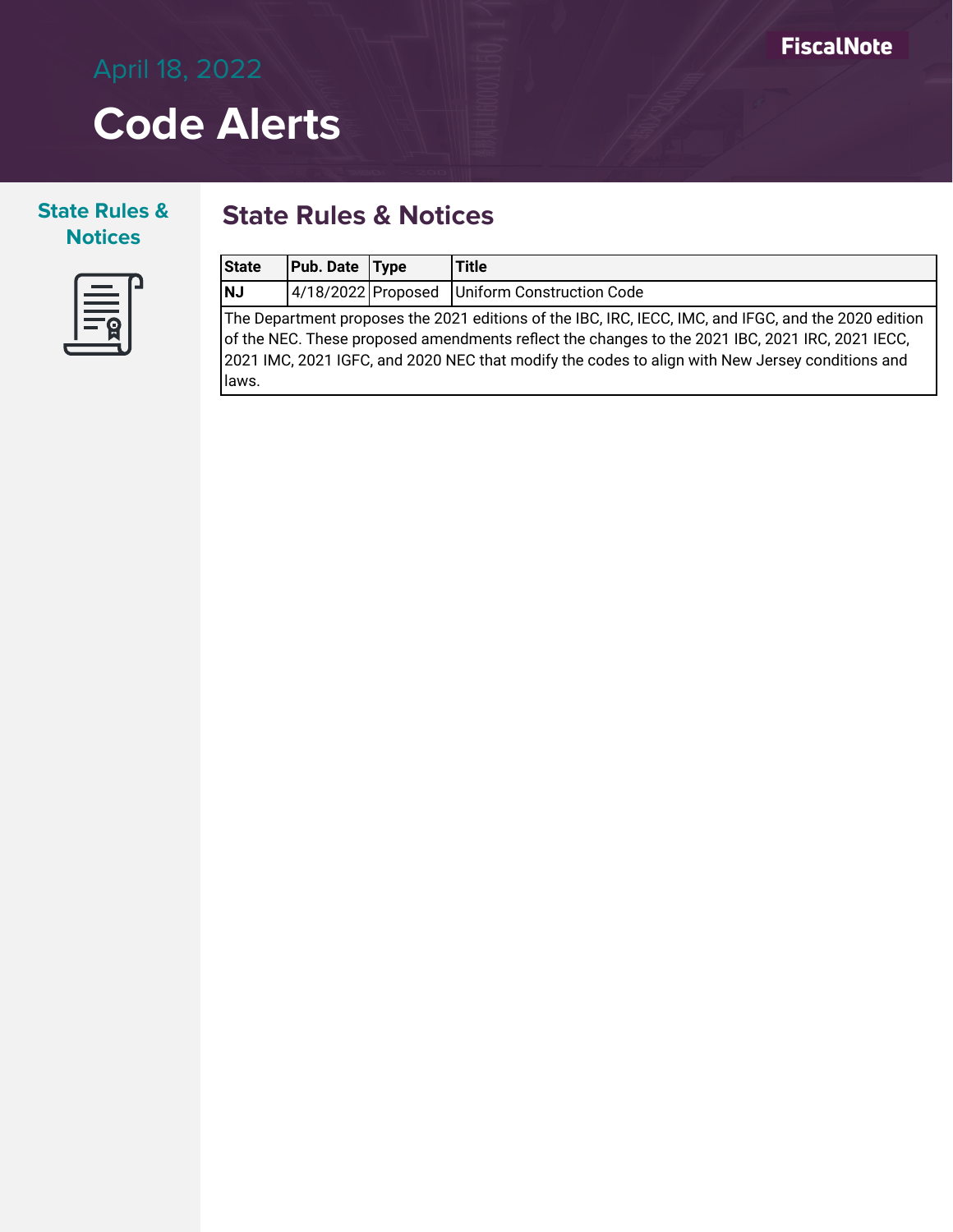FiscalNote

April 18, 2022

# Code Alerts

State Rules & Notices

## State Rules & Notices

| State | Pub. Date | Type | Title |
|---|---|---|---|
| NJ | 4/18/2022 | Proposed | Uniform Construction Code |

The Department proposes the 2021 editions of the IBC, IRC, IECC, IMC, and IFGC, and the 2020 edition of the NEC. These proposed amendments reflect the changes to the 2021 IBC, 2021 IRC, 2021 IECC, 2021 IMC, 2021 IGFC, and 2020 NEC that modify the codes to align with New Jersey conditions and laws.